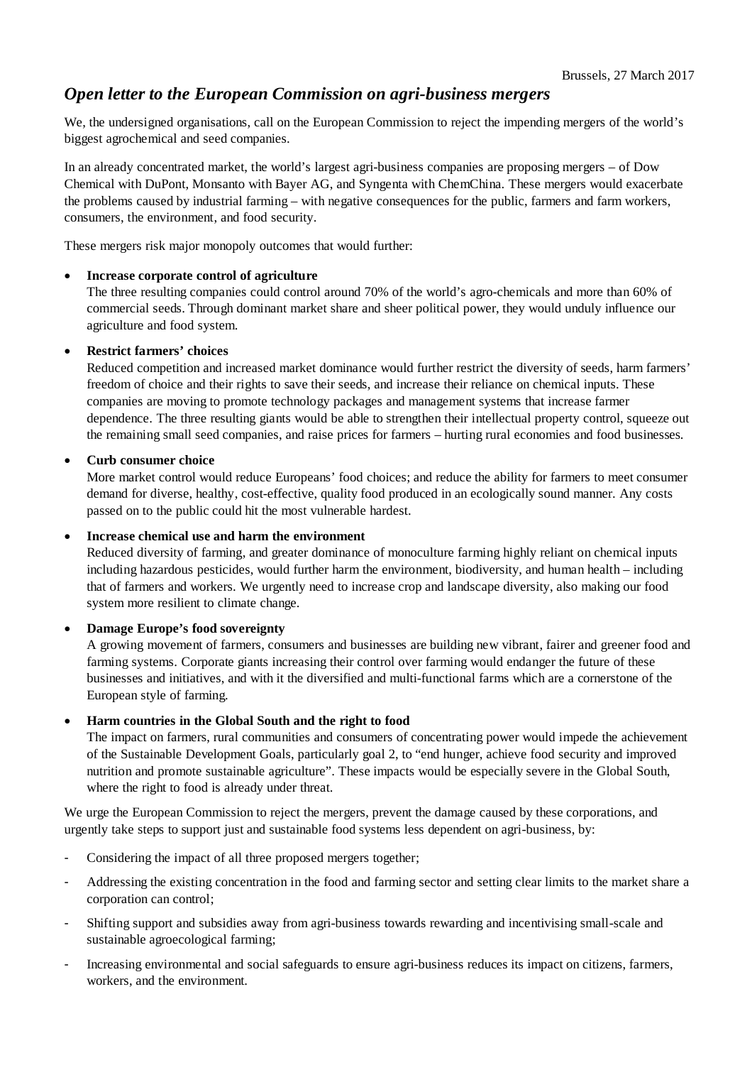Brussels, 27 March 2017

# *Open letter to the European Commission on agri-business mergers*

We, the undersigned organisations, call on the European Commission to reject the impending mergers of the world's biggest agrochemical and seed companies.

In an already concentrated market, the world's largest agri-business companies are proposing mergers – of Dow Chemical with DuPont, Monsanto with Bayer AG, and Syngenta with ChemChina. These mergers would exacerbate the problems caused by industrial farming – with negative consequences for the public, farmers and farm workers, consumers, the environment, and food security.

These mergers risk major monopoly outcomes that would further:

- **Increase corporate control of agriculture**
  The three resulting companies could control around 70% of the world's agro-chemicals and more than 60% of commercial seeds. Through dominant market share and sheer political power, they would unduly influence our agriculture and food system.

- **Restrict farmers' choices**
  Reduced competition and increased market dominance would further restrict the diversity of seeds, harm farmers' freedom of choice and their rights to save their seeds, and increase their reliance on chemical inputs. These companies are moving to promote technology packages and management systems that increase farmer dependence. The three resulting giants would be able to strengthen their intellectual property control, squeeze out the remaining small seed companies, and raise prices for farmers – hurting rural economies and food businesses.

- **Curb consumer choice**
  More market control would reduce Europeans' food choices; and reduce the ability for farmers to meet consumer demand for diverse, healthy, cost-effective, quality food produced in an ecologically sound manner. Any costs passed on to the public could hit the most vulnerable hardest.

- **Increase chemical use and harm the environment**
  Reduced diversity of farming, and greater dominance of monoculture farming highly reliant on chemical inputs including hazardous pesticides, would further harm the environment, biodiversity, and human health – including that of farmers and workers. We urgently need to increase crop and landscape diversity, also making our food system more resilient to climate change.

- **Damage Europe's food sovereignty**
  A growing movement of farmers, consumers and businesses are building new vibrant, fairer and greener food and farming systems. Corporate giants increasing their control over farming would endanger the future of these businesses and initiatives, and with it the diversified and multi-functional farms which are a cornerstone of the European style of farming.

- **Harm countries in the Global South and the right to food**
  The impact on farmers, rural communities and consumers of concentrating power would impede the achievement of the Sustainable Development Goals, particularly goal 2, to "end hunger, achieve food security and improved nutrition and promote sustainable agriculture". These impacts would be especially severe in the Global South, where the right to food is already under threat.

We urge the European Commission to reject the mergers, prevent the damage caused by these corporations, and urgently take steps to support just and sustainable food systems less dependent on agri-business, by:

- Considering the impact of all three proposed mergers together;
- Addressing the existing concentration in the food and farming sector and setting clear limits to the market share a corporation can control;
- Shifting support and subsidies away from agri-business towards rewarding and incentivising small-scale and sustainable agroecological farming;
- Increasing environmental and social safeguards to ensure agri-business reduces its impact on citizens, farmers, workers, and the environment.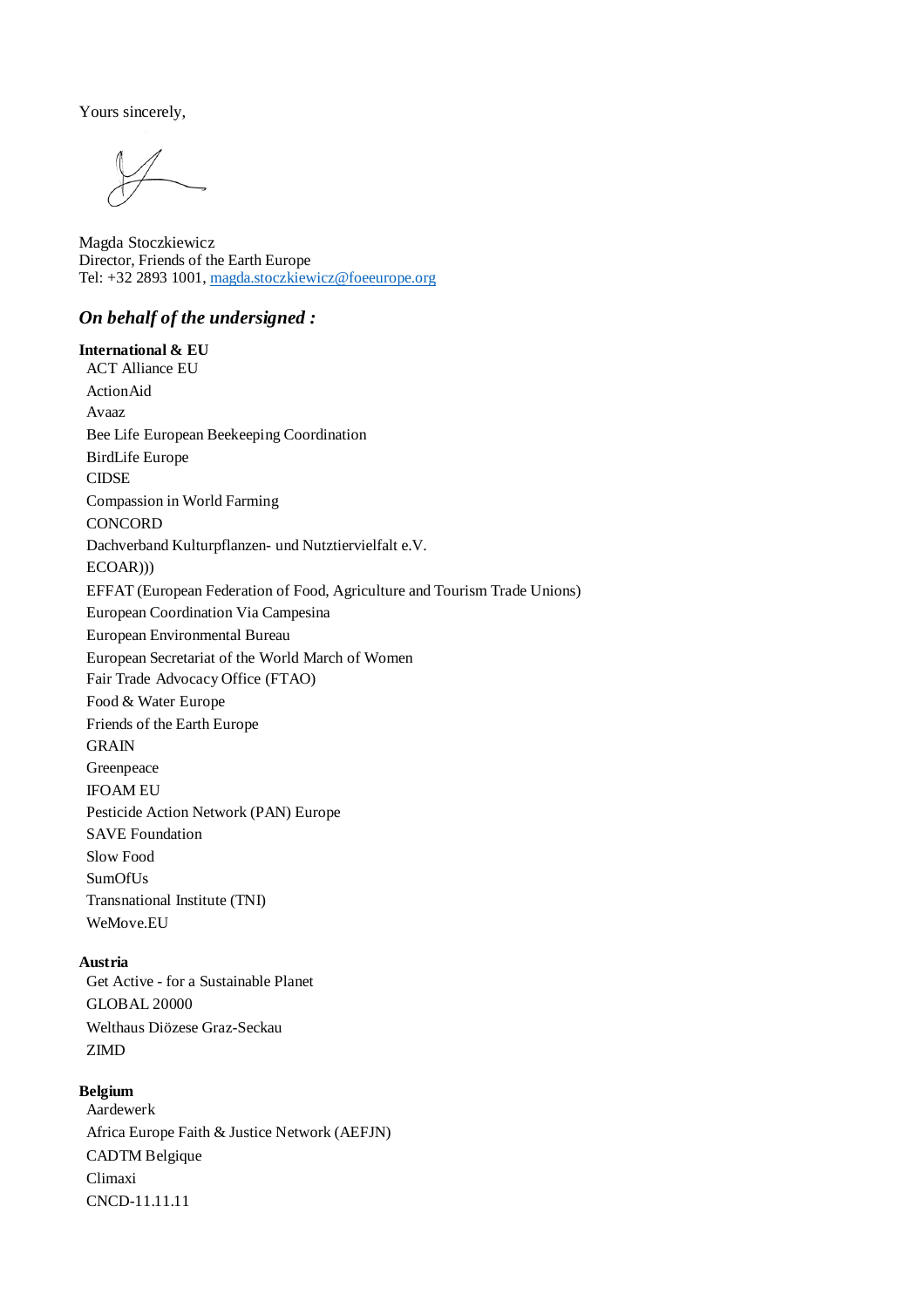Yours sincerely,

Magda Stoczkiewicz
Director, Friends of the Earth Europe
Tel: +32 2893 1001, [magda.stoczkiewicz@foeeurope.org](mailto:magda.stoczkiewicz@foeeurope.org)

### *On behalf of the undersigned :*

**International & EU**

- ACT Alliance EU
- ActionAid
- Avaaz
- Bee Life European Beekeeping Coordination
- BirdLife Europe
- CIDSE
- Compassion in World Farming
- CONCORD
- Dachverband Kulturpflanzen- und Nutztiervielfalt e.V.
- ECOAR)))
- EFFAT (European Federation of Food, Agriculture and Tourism Trade Unions)
- European Coordination Via Campesina
- European Environmental Bureau
- European Secretariat of the World March of Women
- Fair Trade Advocacy Office (FTAO)
- Food & Water Europe
- Friends of the Earth Europe
- GRAIN
- Greenpeace
- IFOAM EU
- Pesticide Action Network (PAN) Europe
- SAVE Foundation
- Slow Food
- SumOfUs
- Transnational Institute (TNI)
- WeMove.EU

**Austria**

- Get Active - for a Sustainable Planet
- GLOBAL 20000
- Welthaus Diözese Graz-Seckau
- ZIMD

**Belgium**

- Aardewerk
- Africa Europe Faith & Justice Network (AEFJN)
- CADTM Belgique
- Climaxi
- CNCD-11.11.11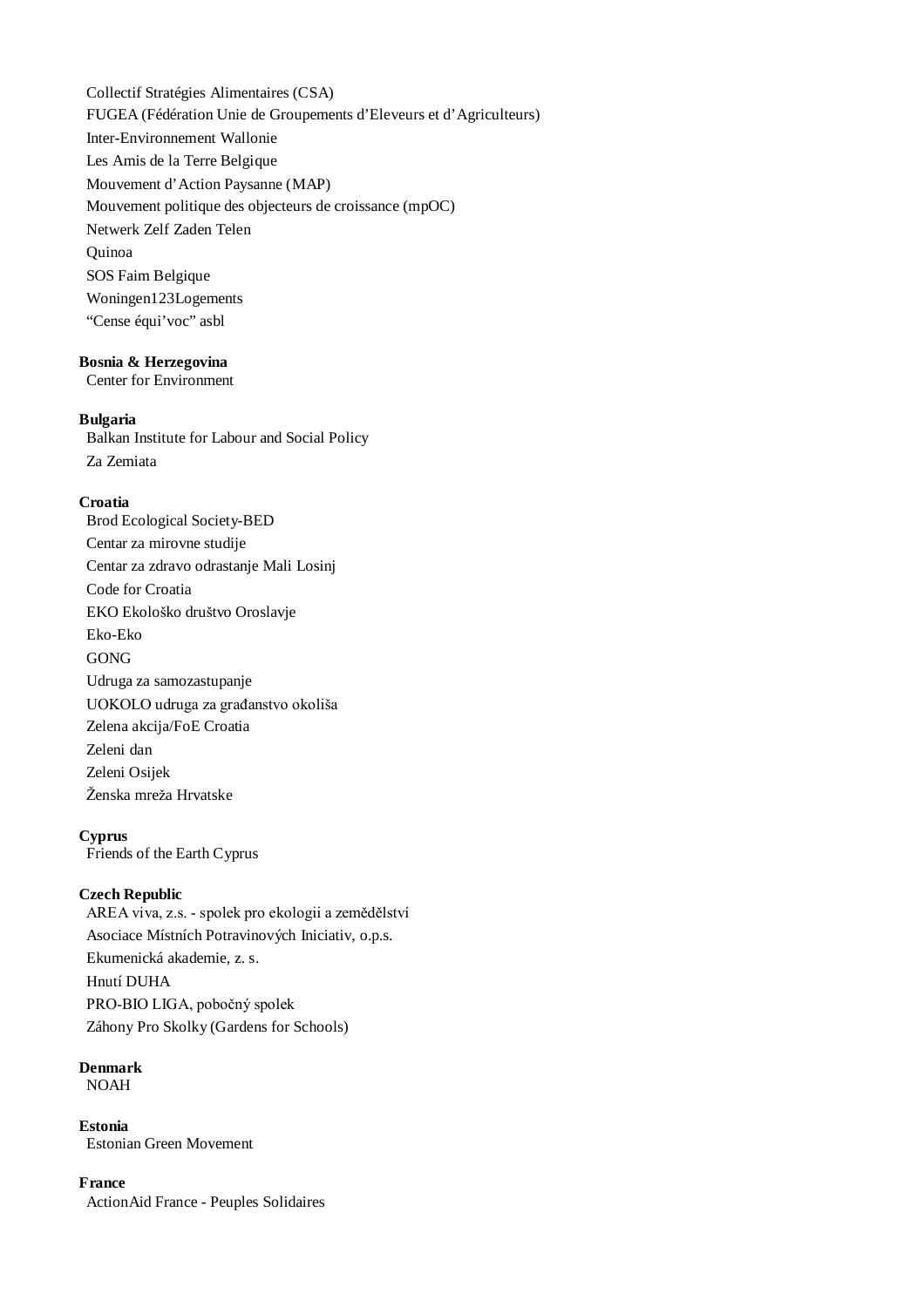Collectif Stratégies Alimentaires (CSA)

FUGEA (Fédération Unie de Groupements d'Eleveurs et d'Agriculteurs)

Inter-Environnement Wallonie

Les Amis de la Terre Belgique

Mouvement d'Action Paysanne (MAP)

Mouvement politique des objecteurs de croissance (mpOC)

Netwerk Zelf Zaden Telen

Quinoa

SOS Faim Belgique

Woningen123Logements

"Cense équi'voc" asbl

**Bosnia & Herzegovina**

Center for Environment

**Bulgaria**

Balkan Institute for Labour and Social Policy

Za Zemiata

**Croatia**

Brod Ecological Society-BED

Centar za mirovne studije

Centar za zdravo odrastanje Mali Losinj

Code for Croatia

EKO Ekološko društvo Oroslavje

Eko-Eko

GONG

Udruga za samozastupanje

UOKOLO udruga za građanstvo okoliša

Zelena akcija/FoE Croatia

Zeleni dan

Zeleni Osijek

Ženska mreža Hrvatske

**Cyprus**

Friends of the Earth Cyprus

**Czech Republic**

AREA viva, z.s. - spolek pro ekologii a zemědělství

Asociace Místních Potravinových Iniciativ, o.p.s.

Ekumenická akademie, z. s.

Hnutí DUHA

PRO-BIO LIGA, pobočný spolek

Záhony Pro Skolky (Gardens for Schools)

**Denmark**

NOAH

**Estonia**

Estonian Green Movement

**France**

ActionAid France - Peuples Solidaires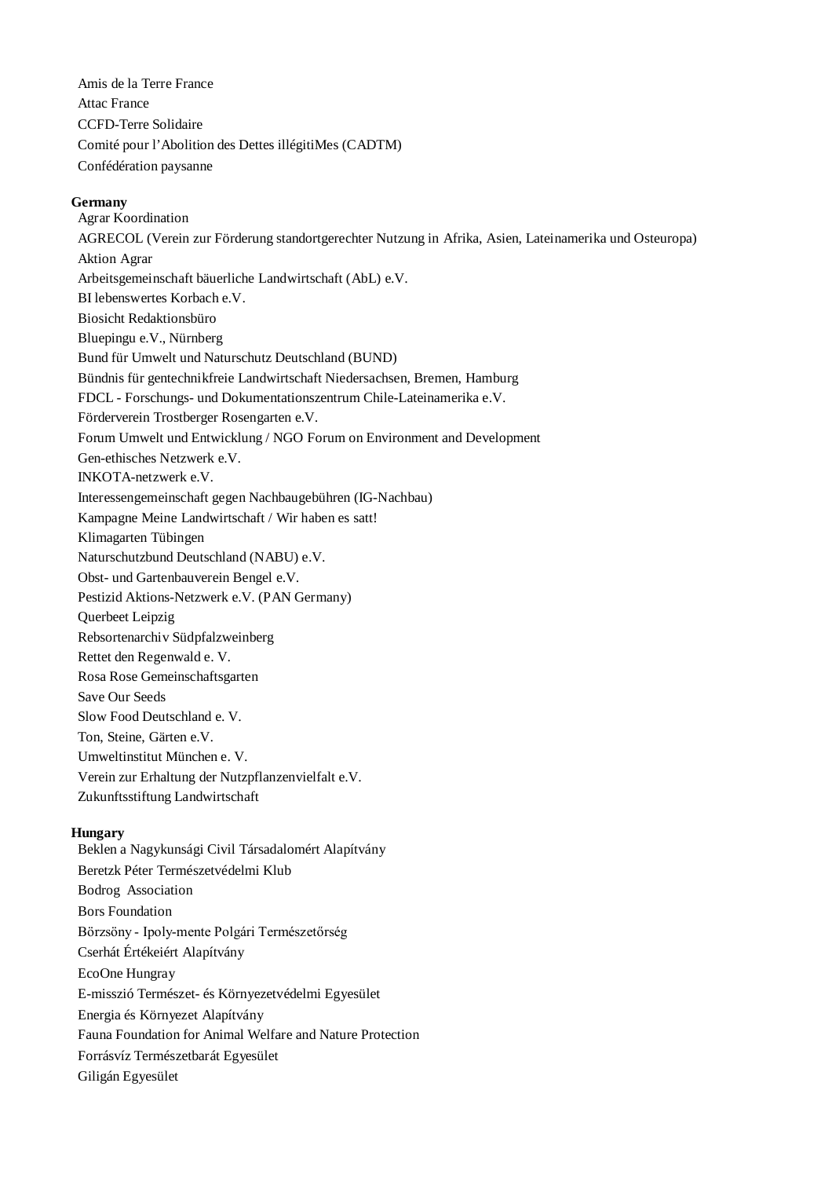Amis de la Terre France
Attac France
CCFD-Terre Solidaire
Comité pour l'Abolition des Dettes illégitiMes (CADTM)
Confédération paysanne

**Germany**
Agrar Koordination
AGRECOL (Verein zur Förderung standortgerechter Nutzung in Afrika, Asien, Lateinamerika und Osteuropa)
Aktion Agrar
Arbeitsgemeinschaft bäuerliche Landwirtschaft (AbL) e.V.
BI lebenswertes Korbach e.V.
Biosicht Redaktionsbüro
Bluepingu e.V., Nürnberg
Bund für Umwelt und Naturschutz Deutschland (BUND)
Bündnis für gentechnikfreie Landwirtschaft Niedersachsen, Bremen, Hamburg
FDCL - Forschungs- und Dokumentationszentrum Chile-Lateinamerika e.V.
Förderverein Trostberger Rosengarten e.V.
Forum Umwelt und Entwicklung / NGO Forum on Environment and Development
Gen-ethisches Netzwerk e.V.
INKOTA-netzwerk e.V.
Interessengemeinschaft gegen Nachbaugebühren (IG-Nachbau)
Kampagne Meine Landwirtschaft / Wir haben es satt!
Klimagarten Tübingen
Naturschutzbund Deutschland (NABU) e.V.
Obst- und Gartenbauverein Bengel e.V.
Pestizid Aktions-Netzwerk e.V. (PAN Germany)
Querbeet Leipzig
Rebsortenarchiv Südpfalzweinberg
Rettet den Regenwald e. V.
Rosa Rose Gemeinschaftsgarten
Save Our Seeds
Slow Food Deutschland e. V.
Ton, Steine, Gärten e.V.
Umweltinstitut München e. V.
Verein zur Erhaltung der Nutzpflanzenvielfalt e.V.
Zukunftsstiftung Landwirtschaft

**Hungary**
Beklen a Nagykunsági Civil Társadalomért Alapítvány
Beretzk Péter Természetvédelmi Klub
Bodrog Association
Bors Foundation
Börzsöny - Ipoly-mente Polgári Természetőrség
Cserhát Értékeiért Alapítvány
EcoOne Hungray
E-misszió Természet- és Környezetvédelmi Egyesület
Energia és Környezet Alapítvány
Fauna Foundation for Animal Welfare and Nature Protection
Forrásvíz Természetbarát Egyesület
Giligán Egyesület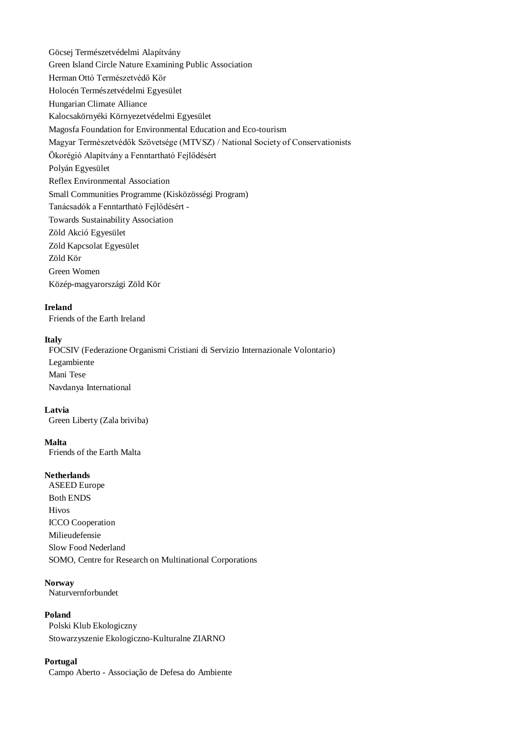Göcsej Természetvédelmi Alapítvány
Green Island Circle Nature Examining Public Association
Herman Ottó Természetvédő Kör
Holocén Természetvédelmi Egyesület
Hungarian Climate Alliance
Kalocsakörnyéki Környezetvédelmi Egyesület
Magosfa Foundation for Environmental Education and Eco-tourism
Magyar Természetvédők Szövetsége (MTVSZ) / National Society of Conservationists
Ökorégió Alapítvány a Fenntartható Fejlődésért
Polyán Egyesület
Reflex Environmental Association
Small Communities Programme (Kisközösségi Program)
Tanácsadók a Fenntartható Fejlődésért -
Towards Sustainability Association
Zöld Akció Egyesület
Zöld Kapcsolat Egyesület
Zöld Kör
Green Women
Közép-magyarországi Zöld Kör

**Ireland**
Friends of the Earth Ireland

**Italy**
FOCSIV (Federazione Organismi Cristiani di Servizio Internazionale Volontario)
Legambiente
Mani Tese
Navdanya International

**Latvia**
Green Liberty (Zala briviba)

**Malta**
Friends of the Earth Malta

**Netherlands**
ASEED Europe
Both ENDS
Hivos
ICCO Cooperation
Milieudefensie
Slow Food Nederland
SOMO, Centre for Research on Multinational Corporations

**Norway**
Naturvernforbundet

**Poland**
Polski Klub Ekologiczny
Stowarzyszenie Ekologiczno-Kulturalne ZIARNO

**Portugal**
Campo Aberto - Associação de Defesa do Ambiente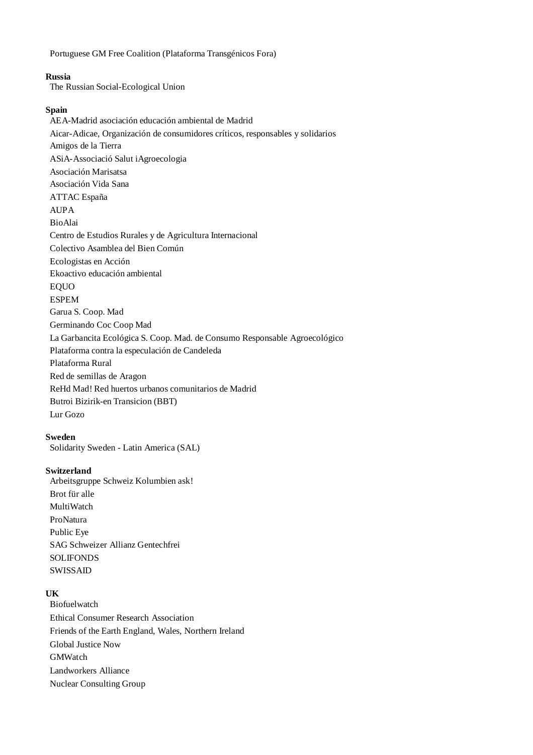Portuguese GM Free Coalition (Plataforma Transgénicos Fora)

**Russia**

The Russian Social-Ecological Union

**Spain**

AEA-Madrid asociación educación ambiental de Madrid
Aicar-Adicae, Organización de consumidores críticos, responsables y solidarios
Amigos de la Tierra
ASiA-Associació Salut iAgroecologia
Asociación Marisatsa
Asociación Vida Sana
ATTAC España
AUPA
BioAlai
Centro de Estudios Rurales y de Agricultura Internacional
Colectivo Asamblea del Bien Común
Ecologistas en Acción
Ekoactivo educación ambiental
EQUO
ESPEM
Garua S. Coop. Mad
Germinando Coc Coop Mad
La Garbancita Ecológica S. Coop. Mad. de Consumo Responsable Agroecológico
Plataforma contra la especulación de Candeleda
Plataforma Rural
Red de semillas de Aragon
ReHd Mad! Red huertos urbanos comunitarios de Madrid
Butroi Bizirik-en Transicion (BBT)
Lur Gozo

**Sweden**

Solidarity Sweden - Latin America (SAL)

**Switzerland**

Arbeitsgruppe Schweiz Kolumbien ask!
Brot für alle
MultiWatch
ProNatura
Public Eye
SAG Schweizer Allianz Gentechfrei
SOLIFONDS
SWISSAID

**UK**

Biofuelwatch
Ethical Consumer Research Association
Friends of the Earth England, Wales, Northern Ireland
Global Justice Now
GMWatch
Landworkers Alliance
Nuclear Consulting Group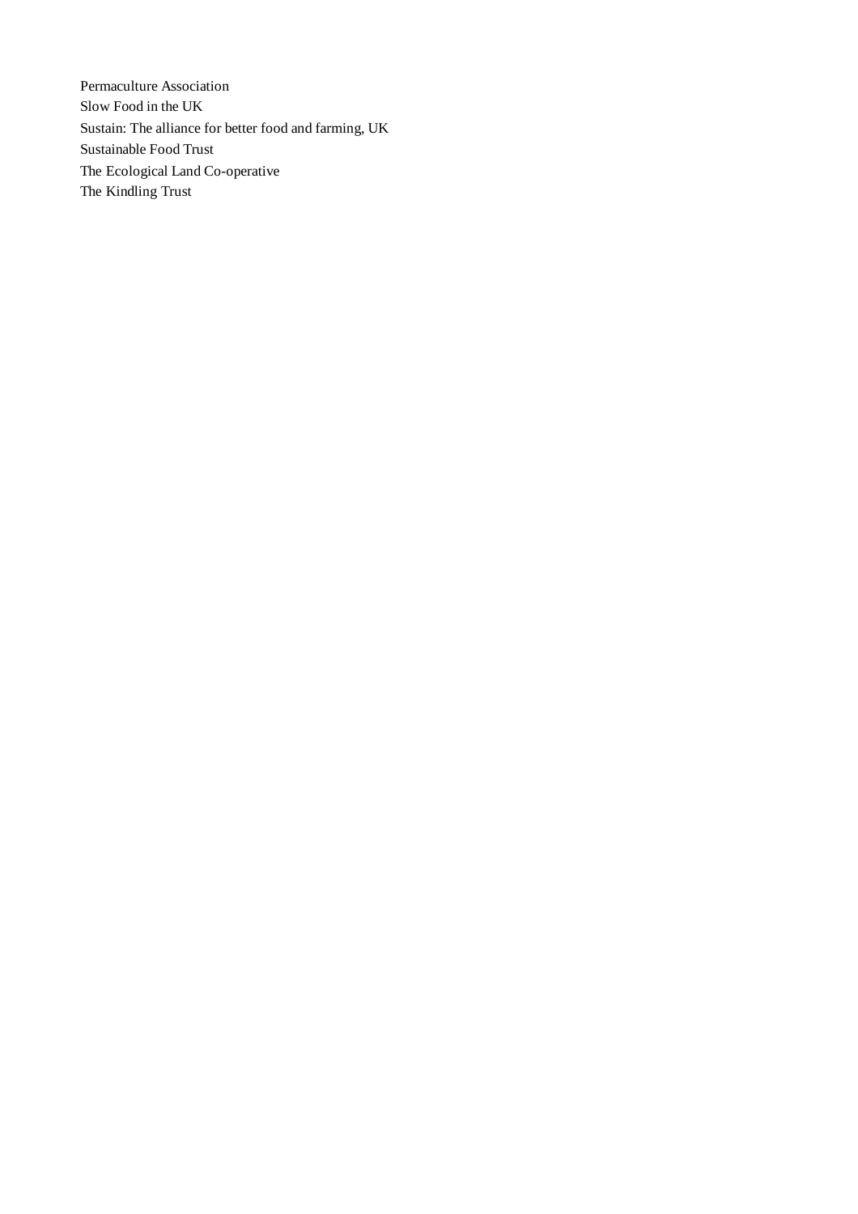Permaculture Association
Slow Food in the UK
Sustain: The alliance for better food and farming, UK
Sustainable Food Trust
The Ecological Land Co-operative
The Kindling Trust